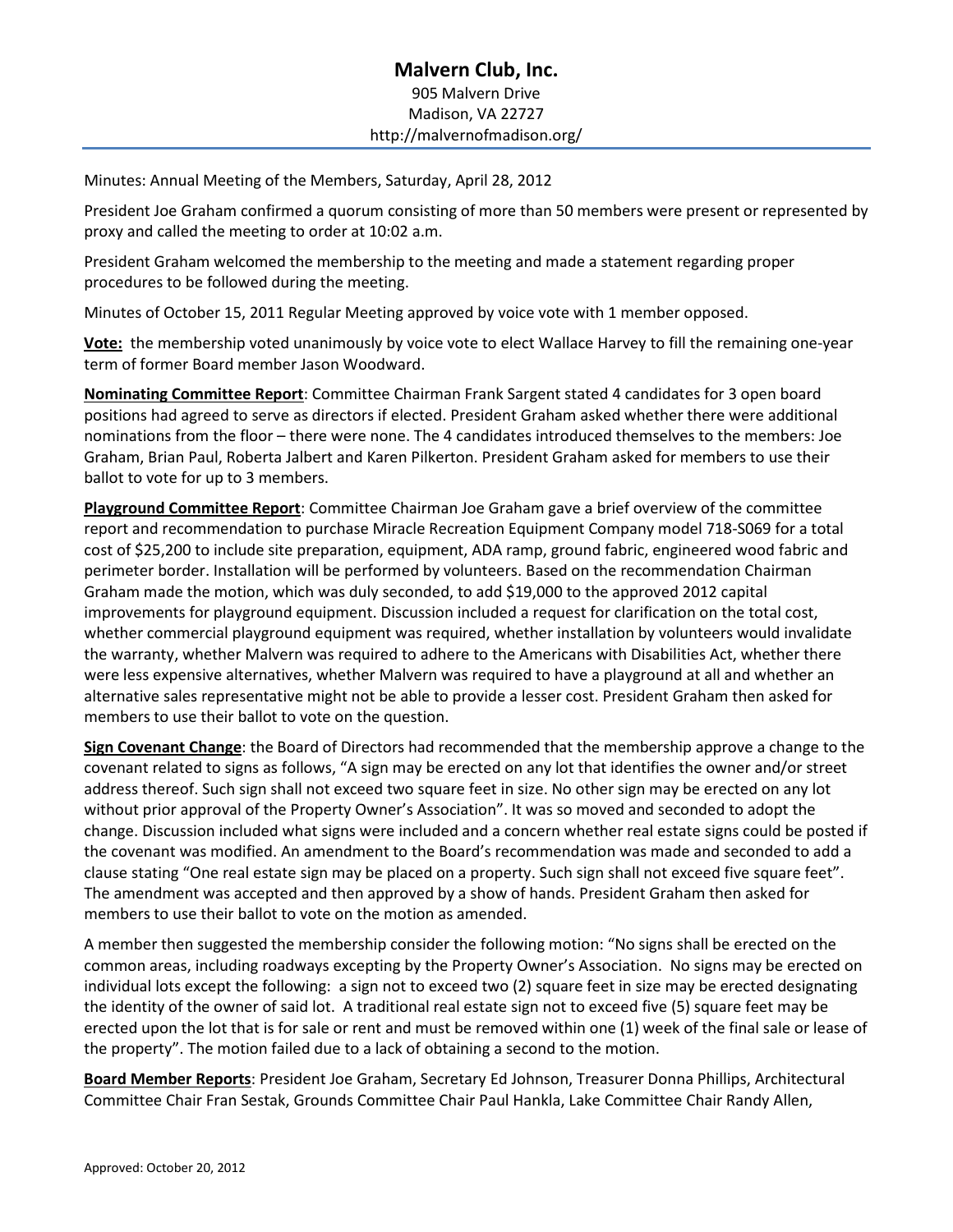# Malvern Club, Inc.

905 Malvern Drive
Madison, VA 22727
http://malvernofmadison.org/

---

Minutes: Annual Meeting of the Members, Saturday, April 28, 2012

President Joe Graham confirmed a quorum consisting of more than 50 members were present or represented by proxy and called the meeting to order at 10:02 a.m.

President Graham welcomed the membership to the meeting and made a statement regarding proper procedures to be followed during the meeting.

Minutes of October 15, 2011 Regular Meeting approved by voice vote with 1 member opposed.

**Vote:** the membership voted unanimously by voice vote to elect Wallace Harvey to fill the remaining one-year term of former Board member Jason Woodward.

**Nominating Committee Report**: Committee Chairman Frank Sargent stated 4 candidates for 3 open board positions had agreed to serve as directors if elected. President Graham asked whether there were additional nominations from the floor – there were none. The 4 candidates introduced themselves to the members: Joe Graham, Brian Paul, Roberta Jalbert and Karen Pilkerton. President Graham asked for members to use their ballot to vote for up to 3 members.

**Playground Committee Report**: Committee Chairman Joe Graham gave a brief overview of the committee report and recommendation to purchase Miracle Recreation Equipment Company model 718-S069 for a total cost of $25,200 to include site preparation, equipment, ADA ramp, ground fabric, engineered wood fabric and perimeter border. Installation will be performed by volunteers. Based on the recommendation Chairman Graham made the motion, which was duly seconded, to add $19,000 to the approved 2012 capital improvements for playground equipment. Discussion included a request for clarification on the total cost, whether commercial playground equipment was required, whether installation by volunteers would invalidate the warranty, whether Malvern was required to adhere to the Americans with Disabilities Act, whether there were less expensive alternatives, whether Malvern was required to have a playground at all and whether an alternative sales representative might not be able to provide a lesser cost. President Graham then asked for members to use their ballot to vote on the question.

**Sign Covenant Change**: the Board of Directors had recommended that the membership approve a change to the covenant related to signs as follows, "A sign may be erected on any lot that identifies the owner and/or street address thereof. Such sign shall not exceed two square feet in size. No other sign may be erected on any lot without prior approval of the Property Owner's Association". It was so moved and seconded to adopt the change. Discussion included what signs were included and a concern whether real estate signs could be posted if the covenant was modified. An amendment to the Board's recommendation was made and seconded to add a clause stating "One real estate sign may be placed on a property. Such sign shall not exceed five square feet". The amendment was accepted and then approved by a show of hands. President Graham then asked for members to use their ballot to vote on the motion as amended.

A member then suggested the membership consider the following motion: "No signs shall be erected on the common areas, including roadways excepting by the Property Owner's Association. No signs may be erected on individual lots except the following: a sign not to exceed two (2) square feet in size may be erected designating the identity of the owner of said lot. A traditional real estate sign not to exceed five (5) square feet may be erected upon the lot that is for sale or rent and must be removed within one (1) week of the final sale or lease of the property". The motion failed due to a lack of obtaining a second to the motion.

**Board Member Reports**: President Joe Graham, Secretary Ed Johnson, Treasurer Donna Phillips, Architectural Committee Chair Fran Sestak, Grounds Committee Chair Paul Hankla, Lake Committee Chair Randy Allen,

Approved: October 20, 2012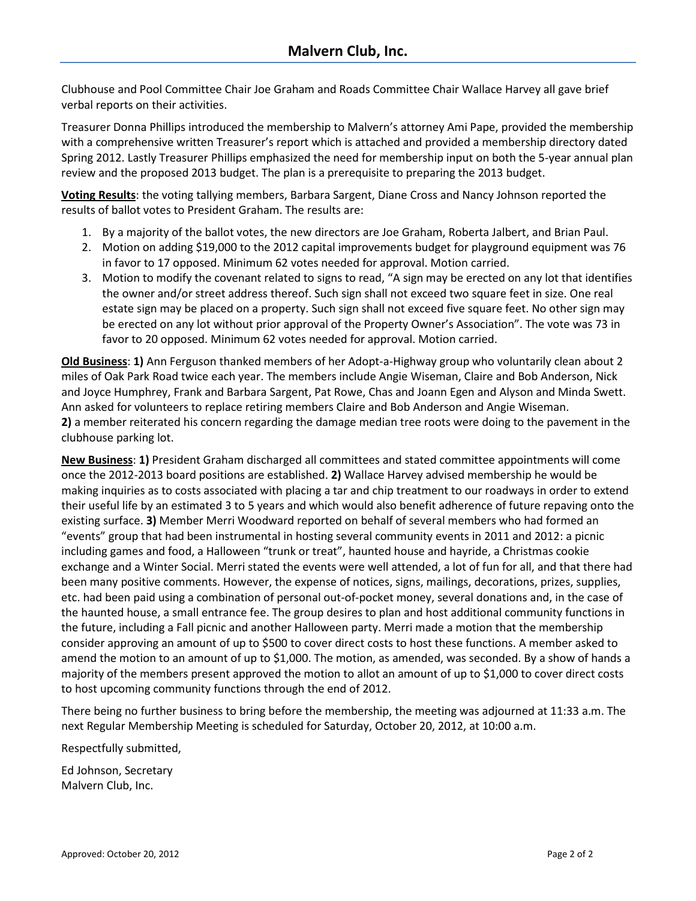Clubhouse and Pool Committee Chair Joe Graham and Roads Committee Chair Wallace Harvey all gave brief verbal reports on their activities.

Treasurer Donna Phillips introduced the membership to Malvern's attorney Ami Pape, provided the membership with a comprehensive written Treasurer's report which is attached and provided a membership directory dated Spring 2012. Lastly Treasurer Phillips emphasized the need for membership input on both the 5-year annual plan review and the proposed 2013 budget. The plan is a prerequisite to preparing the 2013 budget.

**Voting Results**: the voting tallying members, Barbara Sargent, Diane Cross and Nancy Johnson reported the results of ballot votes to President Graham. The results are:

1. By a majority of the ballot votes, the new directors are Joe Graham, Roberta Jalbert, and Brian Paul.
2. Motion on adding $19,000 to the 2012 capital improvements budget for playground equipment was 76 in favor to 17 opposed. Minimum 62 votes needed for approval. Motion carried.
3. Motion to modify the covenant related to signs to read, "A sign may be erected on any lot that identifies the owner and/or street address thereof. Such sign shall not exceed two square feet in size. One real estate sign may be placed on a property. Such sign shall not exceed five square feet. No other sign may be erected on any lot without prior approval of the Property Owner's Association". The vote was 73 in favor to 20 opposed. Minimum 62 votes needed for approval. Motion carried.

**Old Business**: **1)** Ann Ferguson thanked members of her Adopt-a-Highway group who voluntarily clean about 2 miles of Oak Park Road twice each year. The members include Angie Wiseman, Claire and Bob Anderson, Nick and Joyce Humphrey, Frank and Barbara Sargent, Pat Rowe, Chas and Joann Egen and Alyson and Minda Swett. Ann asked for volunteers to replace retiring members Claire and Bob Anderson and Angie Wiseman.
**2)** a member reiterated his concern regarding the damage median tree roots were doing to the pavement in the clubhouse parking lot.

**New Business**: **1)** President Graham discharged all committees and stated committee appointments will come once the 2012-2013 board positions are established. **2)** Wallace Harvey advised membership he would be making inquiries as to costs associated with placing a tar and chip treatment to our roadways in order to extend their useful life by an estimated 3 to 5 years and which would also benefit adherence of future repaving onto the existing surface. **3)** Member Merri Woodward reported on behalf of several members who had formed an "events" group that had been instrumental in hosting several community events in 2011 and 2012: a picnic including games and food, a Halloween "trunk or treat", haunted house and hayride, a Christmas cookie exchange and a Winter Social. Merri stated the events were well attended, a lot of fun for all, and that there had been many positive comments. However, the expense of notices, signs, mailings, decorations, prizes, supplies, etc. had been paid using a combination of personal out-of-pocket money, several donations and, in the case of the haunted house, a small entrance fee. The group desires to plan and host additional community functions in the future, including a Fall picnic and another Halloween party. Merri made a motion that the membership consider approving an amount of up to $500 to cover direct costs to host these functions. A member asked to amend the motion to an amount of up to $1,000. The motion, as amended, was seconded. By a show of hands a majority of the members present approved the motion to allot an amount of up to $1,000 to cover direct costs to host upcoming community functions through the end of 2012.

There being no further business to bring before the membership, the meeting was adjourned at 11:33 a.m. The next Regular Membership Meeting is scheduled for Saturday, October 20, 2012, at 10:00 a.m.

Respectfully submitted,

Ed Johnson, Secretary
Malvern Club, Inc.

Approved: October 20, 2012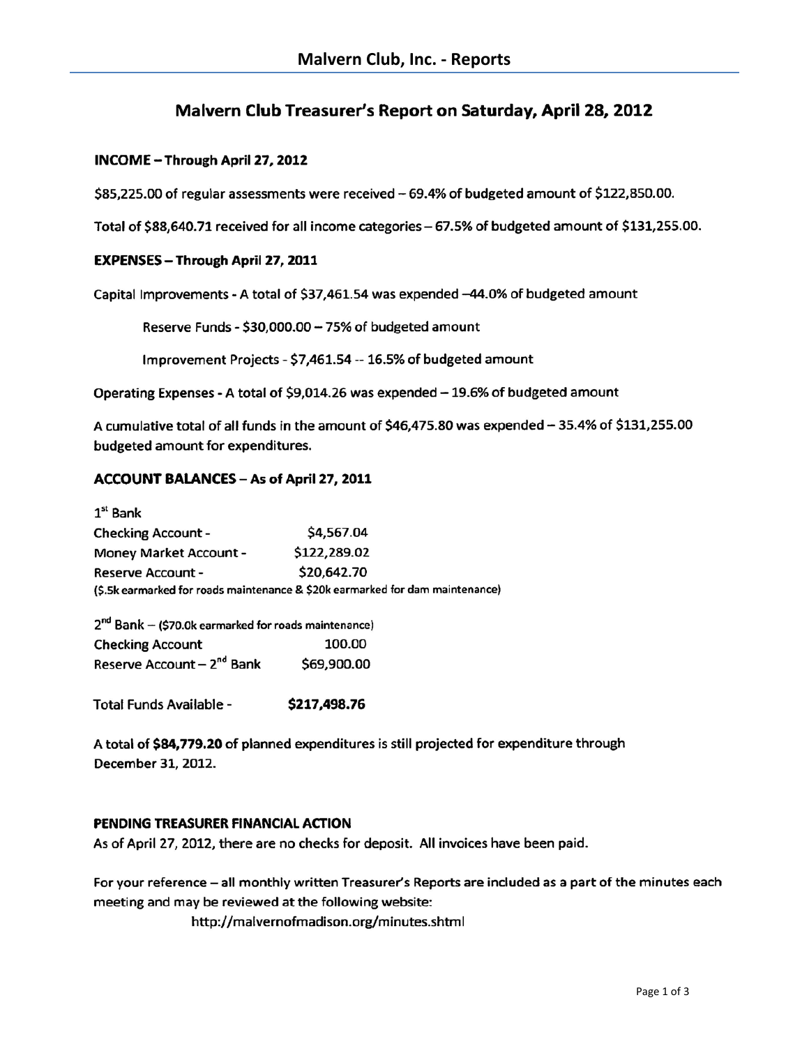# Malvern Club Treasurer's Report on Saturday, April 28, 2012

### INCOME – Through April 27, 2012

$85,225.00 of regular assessments were received – 69.4% of budgeted amount of $122,850.00.

Total of $88,640.71 received for all income categories – 67.5% of budgeted amount of $131,255.00.

### EXPENSES – Through April 27, 2011

Capital Improvements - A total of $37,461.54 was expended –44.0% of budgeted amount

Reserve Funds - $30,000.00 – 75% of budgeted amount

Improvement Projects - $7,461.54 -- 16.5% of budgeted amount

Operating Expenses - A total of $9,014.26 was expended – 19.6% of budgeted amount

A cumulative total of all funds in the amount of $46,475.80 was expended – 35.4% of $131,255.00 budgeted amount for expenditures.

### ACCOUNT BALANCES – As of April 27, 2011

| | |
|---|---|
| 1st Bank | |
| Checking Account - | $4,567.04 |
| Money Market Account - | $122,289.02 |
| Reserve Account - | $20,642.70 |

**($.5k earmarked for roads maintenance & $20k earmarked for dam maintenance)**

| | |
|---|---|
| 2nd Bank – ($70.0k earmarked for roads maintenance) | |
| Checking Account | 100.00 |
| Reserve Account – 2nd Bank | $69,900.00 |

Total Funds Available - **$217,498.76**

A total of **$84,779.20** of planned expenditures is still projected for expenditure through December 31, 2012.

### PENDING TREASURER FINANCIAL ACTION

As of April 27, 2012, there are no checks for deposit. All invoices have been paid.

For your reference – all monthly written Treasurer's Reports are included as a part of the minutes each meeting and may be reviewed at the following website:

http://malvernofmadison.org/minutes.shtml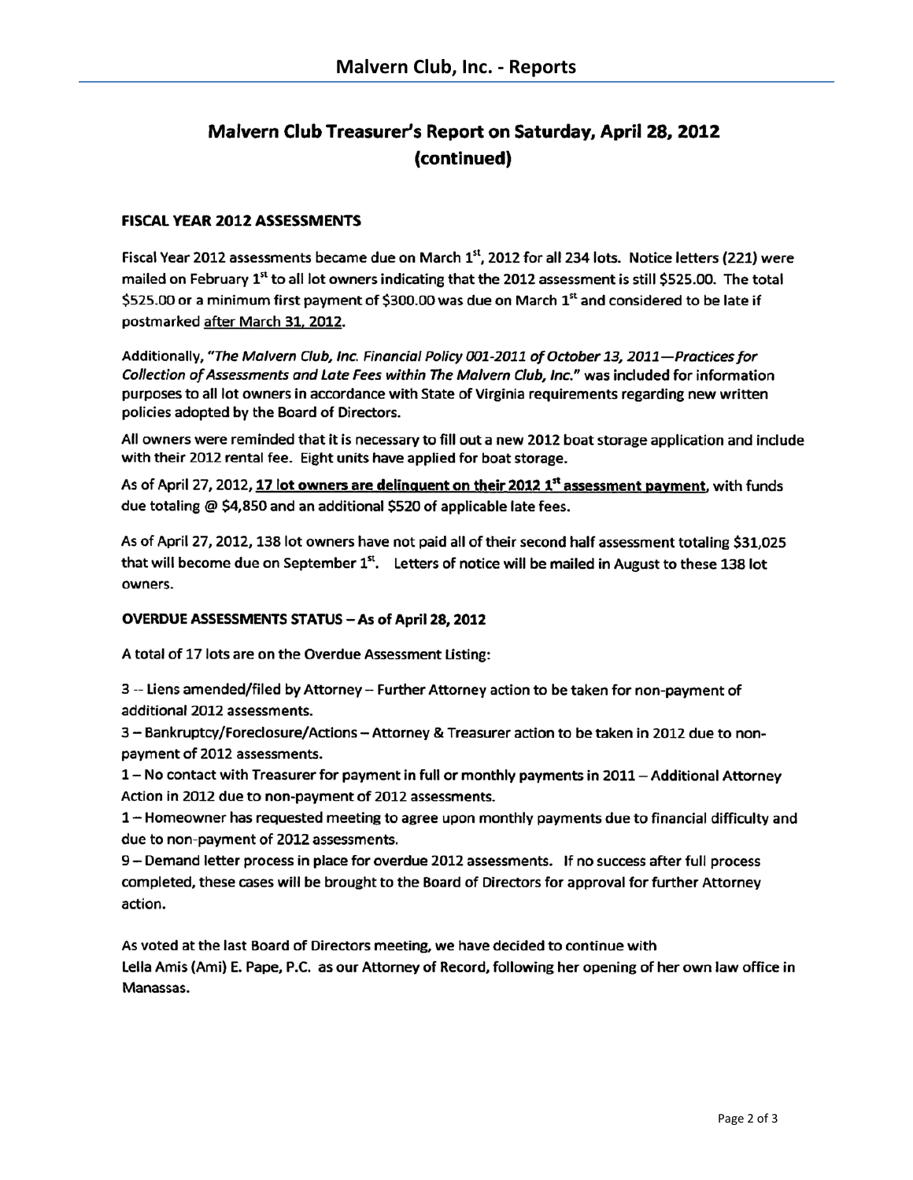# Malvern Club Treasurer's Report on Saturday, April 28, 2012 (continued)

**FISCAL YEAR 2012 ASSESSMENTS**

Fiscal Year 2012 assessments became due on March 1st, 2012 for all 234 lots. Notice letters (221) were mailed on February 1st to all lot owners indicating that the 2012 assessment is still $525.00. The total $525.00 or a minimum first payment of $300.00 was due on March 1st and considered to be late if postmarked <u>after March 31, 2012</u>.

Additionally, *"The Malvern Club, Inc. Financial Policy 001-2011 of October 13, 2011—Practices for Collection of Assessments and Late Fees within The Malvern Club, Inc."* was included for information purposes to all lot owners in accordance with State of Virginia requirements regarding new written policies adopted by the Board of Directors.

All owners were reminded that it is necessary to fill out a new 2012 boat storage application and include with their 2012 rental fee. Eight units have applied for boat storage.

As of April 27, 2012, **<u>17 lot owners are delinquent on their 2012 1st assessment payment</u>**, with funds due totaling @ $4,850 and an additional $520 of applicable late fees.

As of April 27, 2012, 138 lot owners have not paid all of their second half assessment totaling $31,025 that will become due on September 1st. Letters of notice will be mailed in August to these 138 lot owners.

**OVERDUE ASSESSMENTS STATUS – As of April 28, 2012**

A total of 17 lots are on the Overdue Assessment Listing:

3 -- Liens amended/filed by Attorney – Further Attorney action to be taken for non-payment of additional 2012 assessments.
3 – Bankruptcy/Foreclosure/Actions – Attorney & Treasurer action to be taken in 2012 due to non-payment of 2012 assessments.
1 – No contact with Treasurer for payment in full or monthly payments in 2011 – Additional Attorney Action in 2012 due to non-payment of 2012 assessments.
1 – Homeowner has requested meeting to agree upon monthly payments due to financial difficulty and due to non-payment of 2012 assessments.
9 – Demand letter process in place for overdue 2012 assessments. If no success after full process completed, these cases will be brought to the Board of Directors for approval for further Attorney action.

As voted at the last Board of Directors meeting, we have decided to continue with Lella Amis (Ami) E. Pape, P.C. as our Attorney of Record, following her opening of her own law office in Manassas.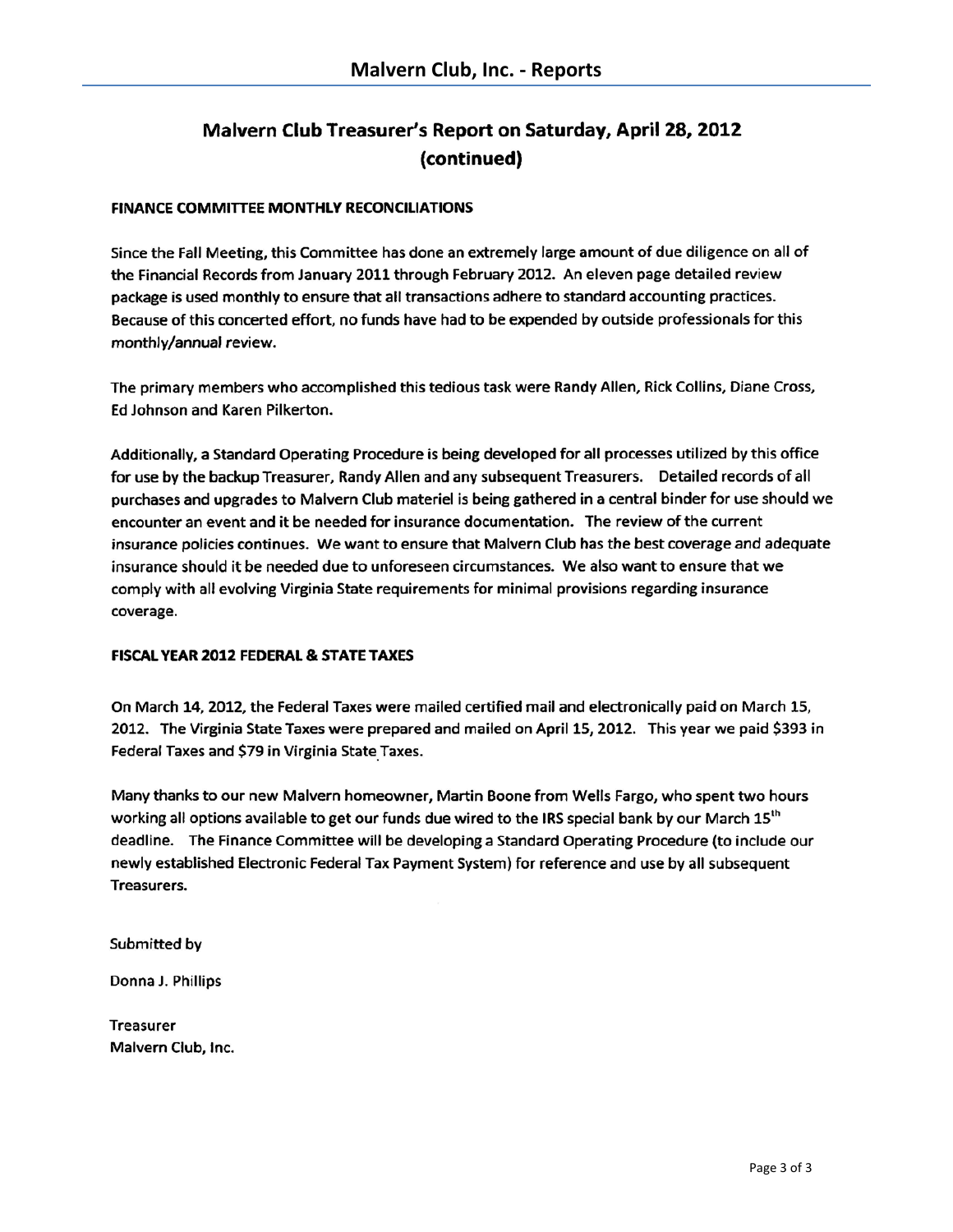## Malvern Club Treasurer's Report on Saturday, April 28, 2012 (continued)

**FINANCE COMMITTEE MONTHLY RECONCILIATIONS**

Since the Fall Meeting, this Committee has done an extremely large amount of due diligence on all of the Financial Records from January 2011 through February 2012. An eleven page detailed review package is used monthly to ensure that all transactions adhere to standard accounting practices. Because of this concerted effort, no funds have had to be expended by outside professionals for this monthly/annual review.

The primary members who accomplished this tedious task were Randy Allen, Rick Collins, Diane Cross, Ed Johnson and Karen Pilkerton.

Additionally, a Standard Operating Procedure is being developed for all processes utilized by this office for use by the backup Treasurer, Randy Allen and any subsequent Treasurers. Detailed records of all purchases and upgrades to Malvern Club materiel is being gathered in a central binder for use should we encounter an event and it be needed for insurance documentation. The review of the current insurance policies continues. We want to ensure that Malvern Club has the best coverage and adequate insurance should it be needed due to unforeseen circumstances. We also want to ensure that we comply with all evolving Virginia State requirements for minimal provisions regarding insurance coverage.

**FISCAL YEAR 2012 FEDERAL & STATE TAXES**

On March 14, 2012, the Federal Taxes were mailed certified mail and electronically paid on March 15, 2012. The Virginia State Taxes were prepared and mailed on April 15, 2012. This year we paid $393 in Federal Taxes and $79 in Virginia State Taxes.

Many thanks to our new Malvern homeowner, Martin Boone from Wells Fargo, who spent two hours working all options available to get our funds due wired to the IRS special bank by our March 15th deadline. The Finance Committee will be developing a Standard Operating Procedure (to include our newly established Electronic Federal Tax Payment System) for reference and use by all subsequent Treasurers.

Submitted by

Donna J. Phillips

Treasurer
Malvern Club, Inc.